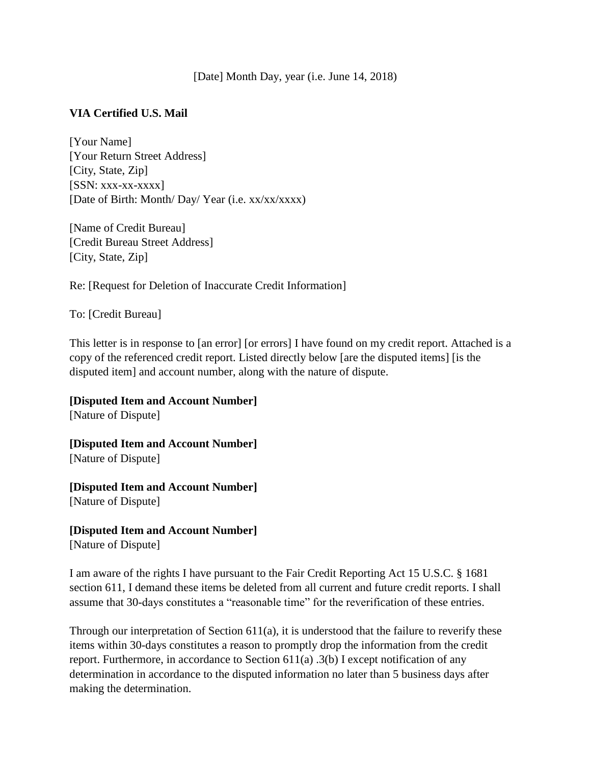[Date] Month Day, year (i.e. June 14, 2018)

**VIA Certified U.S. Mail**

[Your Name]
[Your Return Street Address]
[City, State, Zip]
[SSN: xxx-xx-xxxx]
[Date of Birth: Month/ Day/ Year (i.e. xx/xx/xxxx)

[Name of Credit Bureau]
[Credit Bureau Street Address]
[City, State, Zip]

Re: [Request for Deletion of Inaccurate Credit Information]

To: [Credit Bureau]

This letter is in response to [an error] [or errors] I have found on my credit report. Attached is a copy of the referenced credit report. Listed directly below [are the disputed items] [is the disputed item] and account number, along with the nature of dispute.

**[Disputed Item and Account Number]**
[Nature of Dispute]

**[Disputed Item and Account Number]**
[Nature of Dispute]

**[Disputed Item and Account Number]**
[Nature of Dispute]

**[Disputed Item and Account Number]**
[Nature of Dispute]

I am aware of the rights I have pursuant to the Fair Credit Reporting Act 15 U.S.C. § 1681 section 611, I demand these items be deleted from all current and future credit reports. I shall assume that 30-days constitutes a "reasonable time" for the reverification of these entries.

Through our interpretation of Section 611(a), it is understood that the failure to reverify these items within 30-days constitutes a reason to promptly drop the information from the credit report. Furthermore, in accordance to Section 611(a) .3(b) I except notification of any determination in accordance to the disputed information no later than 5 business days after making the determination.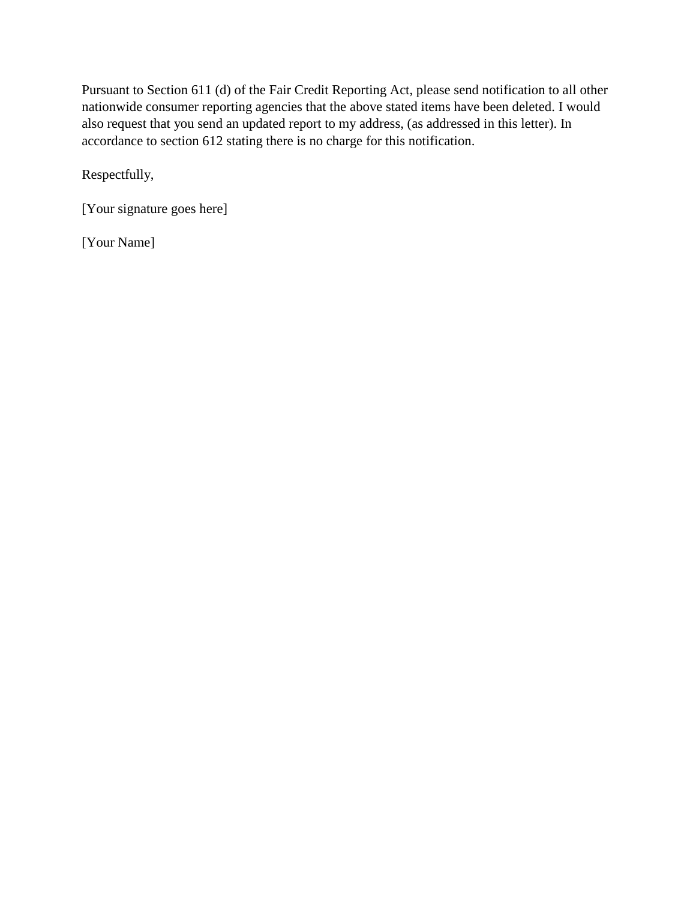Pursuant to Section 611 (d) of the Fair Credit Reporting Act, please send notification to all other nationwide consumer reporting agencies that the above stated items have been deleted. I would also request that you send an updated report to my address, (as addressed in this letter). In accordance to section 612 stating there is no charge for this notification.

Respectfully,

[Your signature goes here]

[Your Name]